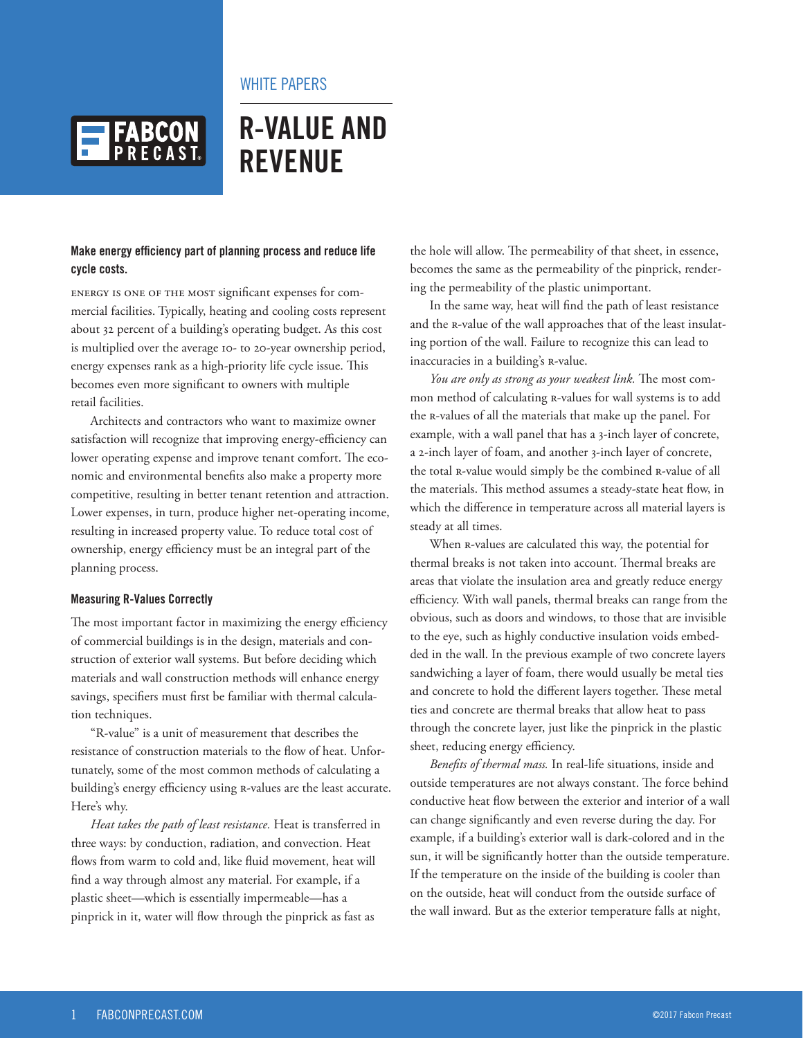WHITE PAPERS

# R-VALUE AND REVENUE

**Make energy efficiency part of planning process and reduce life cycle costs.**

ENERGY IS ONE OF THE MOST significant expenses for commercial facilities. Typically, heating and cooling costs represent about 32 percent of a building's operating budget. As this cost is multiplied over the average 10- to 20-year ownership period, energy expenses rank as a high-priority life cycle issue. This becomes even more significant to owners with multiple retail facilities.

Architects and contractors who want to maximize owner satisfaction will recognize that improving energy-efficiency can lower operating expense and improve tenant comfort. The economic and environmental benefits also make a property more competitive, resulting in better tenant retention and attraction. Lower expenses, in turn, produce higher net-operating income, resulting in increased property value. To reduce total cost of ownership, energy efficiency must be an integral part of the planning process.

## Measuring R-Values Correctly

The most important factor in maximizing the energy efficiency of commercial buildings is in the design, materials and construction of exterior wall systems. But before deciding which materials and wall construction methods will enhance energy savings, specifiers must first be familiar with thermal calculation techniques.

"R-value" is a unit of measurement that describes the resistance of construction materials to the flow of heat. Unfortunately, some of the most common methods of calculating a building's energy efficiency using R-values are the least accurate. Here's why.

*Heat takes the path of least resistance.* Heat is transferred in three ways: by conduction, radiation, and convection. Heat flows from warm to cold and, like fluid movement, heat will find a way through almost any material. For example, if a plastic sheet—which is essentially impermeable—has a pinprick in it, water will flow through the pinprick as fast as the hole will allow. The permeability of that sheet, in essence, becomes the same as the permeability of the pinprick, rendering the permeability of the plastic unimportant.

In the same way, heat will find the path of least resistance and the R-value of the wall approaches that of the least insulating portion of the wall. Failure to recognize this can lead to inaccuracies in a building's R-value.

*You are only as strong as your weakest link.* The most common method of calculating R-values for wall systems is to add the R-values of all the materials that make up the panel. For example, with a wall panel that has a 3-inch layer of concrete, a 2-inch layer of foam, and another 3-inch layer of concrete, the total R-value would simply be the combined R-value of all the materials. This method assumes a steady-state heat flow, in which the difference in temperature across all material layers is steady at all times.

When R-values are calculated this way, the potential for thermal breaks is not taken into account. Thermal breaks are areas that violate the insulation area and greatly reduce energy efficiency. With wall panels, thermal breaks can range from the obvious, such as doors and windows, to those that are invisible to the eye, such as highly conductive insulation voids embedded in the wall. In the previous example of two concrete layers sandwiching a layer of foam, there would usually be metal ties and concrete to hold the different layers together. These metal ties and concrete are thermal breaks that allow heat to pass through the concrete layer, just like the pinprick in the plastic sheet, reducing energy efficiency.

*Benefits of thermal mass.* In real-life situations, inside and outside temperatures are not always constant. The force behind conductive heat flow between the exterior and interior of a wall can change significantly and even reverse during the day. For example, if a building's exterior wall is dark-colored and in the sun, it will be significantly hotter than the outside temperature. If the temperature on the inside of the building is cooler than on the outside, heat will conduct from the outside surface of the wall inward. But as the exterior temperature falls at night,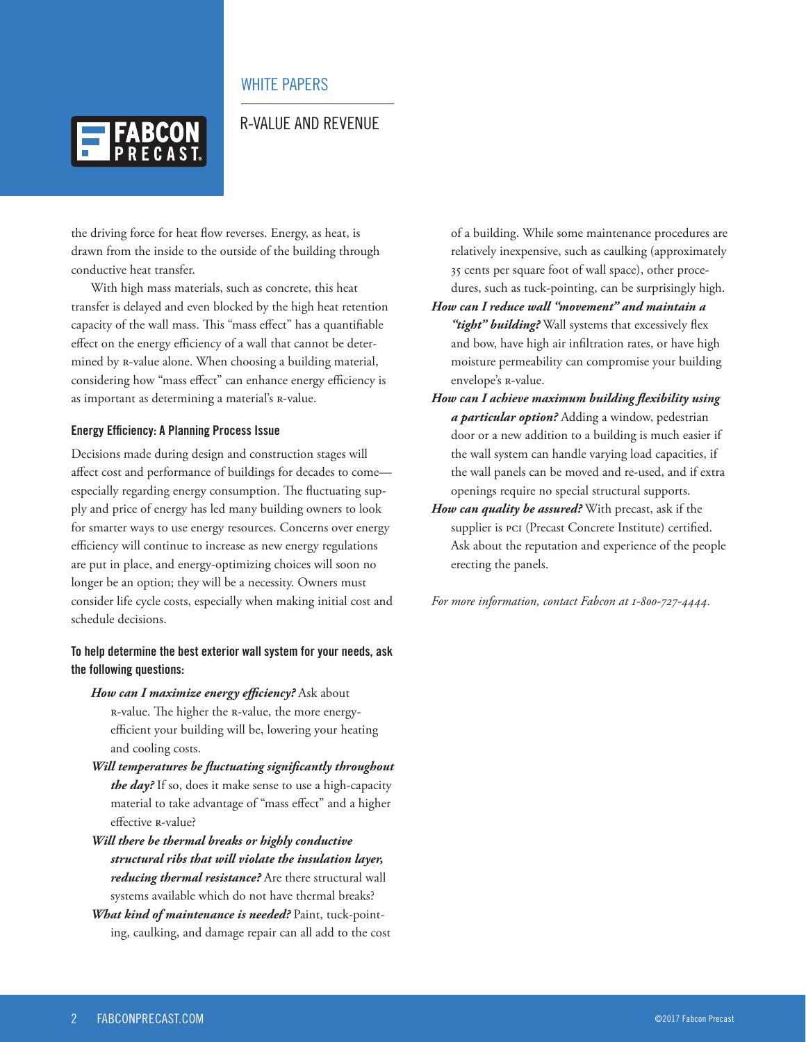the driving force for heat flow reverses. Energy, as heat, is drawn from the inside to the outside of the building through conductive heat transfer.

With high mass materials, such as concrete, this heat transfer is delayed and even blocked by the high heat retention capacity of the wall mass. This "mass effect" has a quantifiable effect on the energy efficiency of a wall that cannot be determined by R-value alone. When choosing a building material, considering how "mass effect" can enhance energy efficiency is as important as determining a material's R-value.

#### Energy Efficiency: A Planning Process Issue

Decisions made during design and construction stages will affect cost and performance of buildings for decades to come—especially regarding energy consumption. The fluctuating supply and price of energy has led many building owners to look for smarter ways to use energy resources. Concerns over energy efficiency will continue to increase as new energy regulations are put in place, and energy-optimizing choices will soon no longer be an option; they will be a necessity. Owners must consider life cycle costs, especially when making initial cost and schedule decisions.

#### To help determine the best exterior wall system for your needs, ask the following questions:

***How can I maximize energy efficiency?*** Ask about R-value. The higher the R-value, the more energy-efficient your building will be, lowering your heating and cooling costs.

***Will temperatures be fluctuating significantly throughout the day?*** If so, does it make sense to use a high-capacity material to take advantage of "mass effect" and a higher effective R-value?

***Will there be thermal breaks or highly conductive structural ribs that will violate the insulation layer, reducing thermal resistance?*** Are there structural wall systems available which do not have thermal breaks?

***What kind of maintenance is needed?*** Paint, tuck-pointing, caulking, and damage repair can all add to the cost of a building. While some maintenance procedures are relatively inexpensive, such as caulking (approximately 35 cents per square foot of wall space), other procedures, such as tuck-pointing, can be surprisingly high.

***How can I reduce wall "movement" and maintain a "tight" building?*** Wall systems that excessively flex and bow, have high air infiltration rates, or have high moisture permeability can compromise your building envelope's R-value.

***How can I achieve maximum building flexibility using a particular option?*** Adding a window, pedestrian door or a new addition to a building is much easier if the wall system can handle varying load capacities, if the wall panels can be moved and re-used, and if extra openings require no special structural supports.

***How can quality be assured?*** With precast, ask if the supplier is PCI (Precast Concrete Institute) certified. Ask about the reputation and experience of the people erecting the panels.

*For more information, contact Fabcon at 1-800-727-4444.*